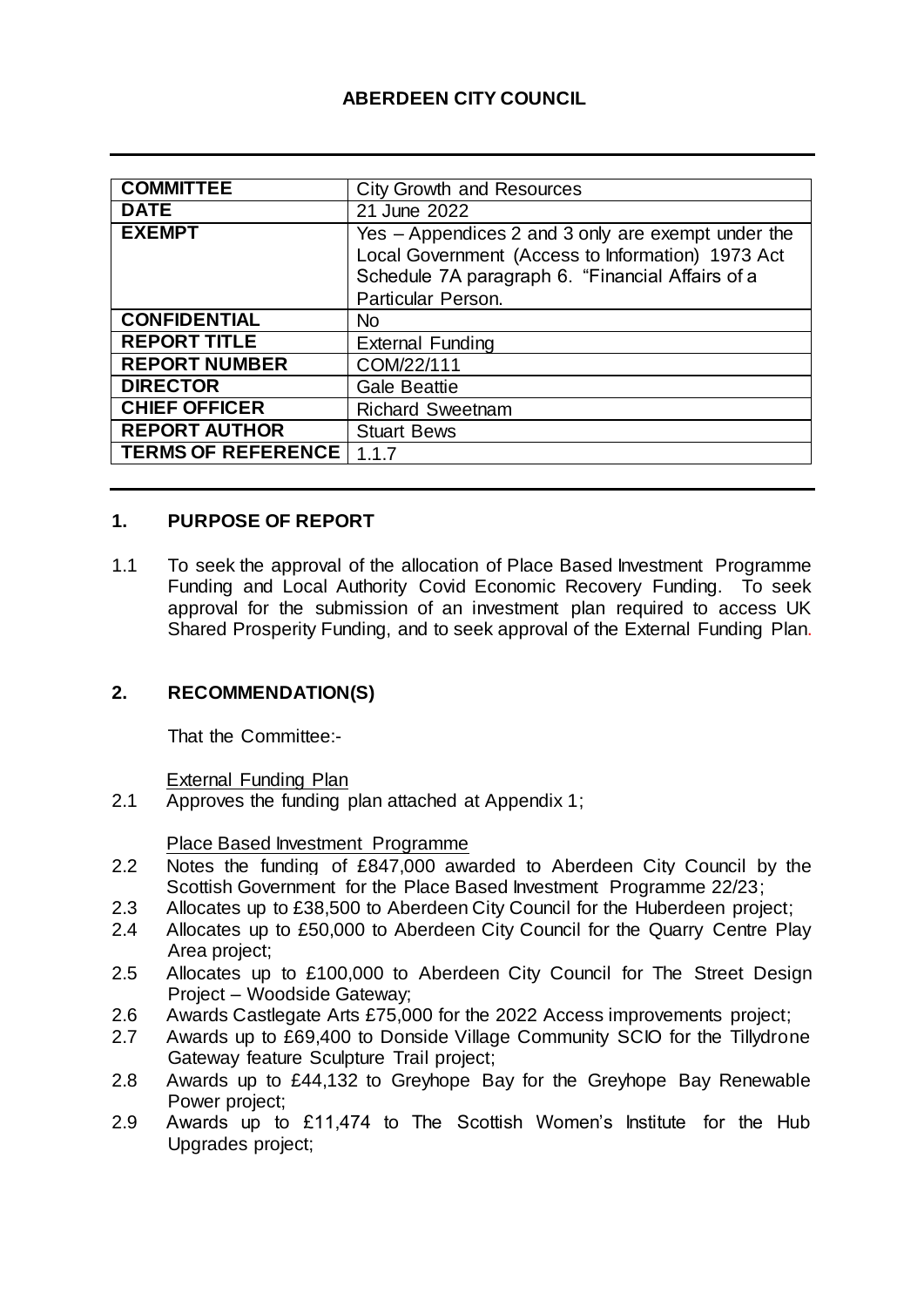**ABERDEEN CITY COUNCIL**

| | |
|---|---|
| **COMMITTEE** | City Growth and Resources |
| **DATE** | 21 June 2022 |
| **EXEMPT** | Yes – Appendices 2 and 3 only are exempt under the Local Government (Access to Information) 1973 Act Schedule 7A paragraph 6. "Financial Affairs of a Particular Person. |
| **CONFIDENTIAL** | No |
| **REPORT TITLE** | External Funding |
| **REPORT NUMBER** | COM/22/111 |
| **DIRECTOR** | Gale Beattie |
| **CHIEF OFFICER** | Richard Sweetnam |
| **REPORT AUTHOR** | Stuart Bews |
| **TERMS OF REFERENCE** | 1.1.7 |

## 1. PURPOSE OF REPORT

1.1 To seek the approval of the allocation of Place Based Investment Programme Funding and Local Authority Covid Economic Recovery Funding. To seek approval for the submission of an investment plan required to access UK Shared Prosperity Funding, and to seek approval of the External Funding Plan.

## 2. RECOMMENDATION(S)

That the Committee:-

External Funding Plan

2.1 Approves the funding plan attached at Appendix 1;

Place Based Investment Programme

2.2 Notes the funding of £847,000 awarded to Aberdeen City Council by the Scottish Government for the Place Based Investment Programme 22/23;

2.3 Allocates up to £38,500 to Aberdeen City Council for the Huberdeen project;

2.4 Allocates up to £50,000 to Aberdeen City Council for the Quarry Centre Play Area project;

2.5 Allocates up to £100,000 to Aberdeen City Council for The Street Design Project – Woodside Gateway;

2.6 Awards Castlegate Arts £75,000 for the 2022 Access improvements project;

2.7 Awards up to £69,400 to Donside Village Community SCIO for the Tillydrone Gateway feature Sculpture Trail project;

2.8 Awards up to £44,132 to Greyhope Bay for the Greyhope Bay Renewable Power project;

2.9 Awards up to £11,474 to The Scottish Women's Institute for the Hub Upgrades project;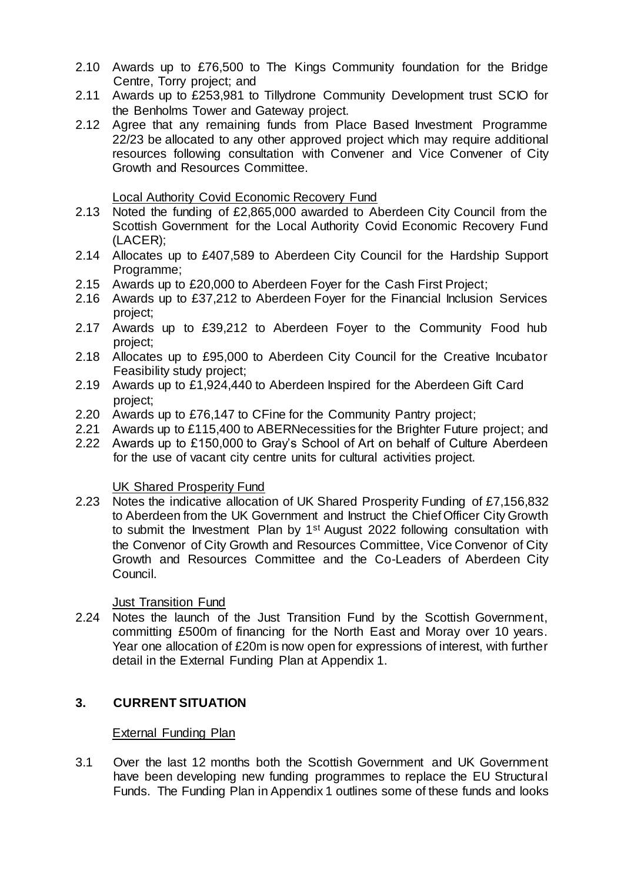2.10 Awards up to £76,500 to The Kings Community foundation for the Bridge Centre, Torry project; and

2.11 Awards up to £253,981 to Tillydrone Community Development trust SCIO for the Benholms Tower and Gateway project.

2.12 Agree that any remaining funds from Place Based Investment Programme 22/23 be allocated to any other approved project which may require additional resources following consultation with Convener and Vice Convener of City Growth and Resources Committee.

Local Authority Covid Economic Recovery Fund

2.13 Noted the funding of £2,865,000 awarded to Aberdeen City Council from the Scottish Government for the Local Authority Covid Economic Recovery Fund (LACER);

2.14 Allocates up to £407,589 to Aberdeen City Council for the Hardship Support Programme;

2.15 Awards up to £20,000 to Aberdeen Foyer for the Cash First Project;

2.16 Awards up to £37,212 to Aberdeen Foyer for the Financial Inclusion Services project;

2.17 Awards up to £39,212 to Aberdeen Foyer to the Community Food hub project;

2.18 Allocates up to £95,000 to Aberdeen City Council for the Creative Incubator Feasibility study project;

2.19 Awards up to £1,924,440 to Aberdeen Inspired for the Aberdeen Gift Card project;

2.20 Awards up to £76,147 to CFine for the Community Pantry project;

2.21 Awards up to £115,400 to ABERNecessities for the Brighter Future project; and

2.22 Awards up to £150,000 to Gray's School of Art on behalf of Culture Aberdeen for the use of vacant city centre units for cultural activities project.

UK Shared Prosperity Fund

2.23 Notes the indicative allocation of UK Shared Prosperity Funding of £7,156,832 to Aberdeen from the UK Government and Instruct the Chief Officer City Growth to submit the Investment Plan by 1st August 2022 following consultation with the Convenor of City Growth and Resources Committee, Vice Convenor of City Growth and Resources Committee and the Co-Leaders of Aberdeen City Council.

Just Transition Fund

2.24 Notes the launch of the Just Transition Fund by the Scottish Government, committing £500m of financing for the North East and Moray over 10 years. Year one allocation of £20m is now open for expressions of interest, with further detail in the External Funding Plan at Appendix 1.

## 3. CURRENT SITUATION

External Funding Plan

3.1 Over the last 12 months both the Scottish Government and UK Government have been developing new funding programmes to replace the EU Structural Funds. The Funding Plan in Appendix 1 outlines some of these funds and looks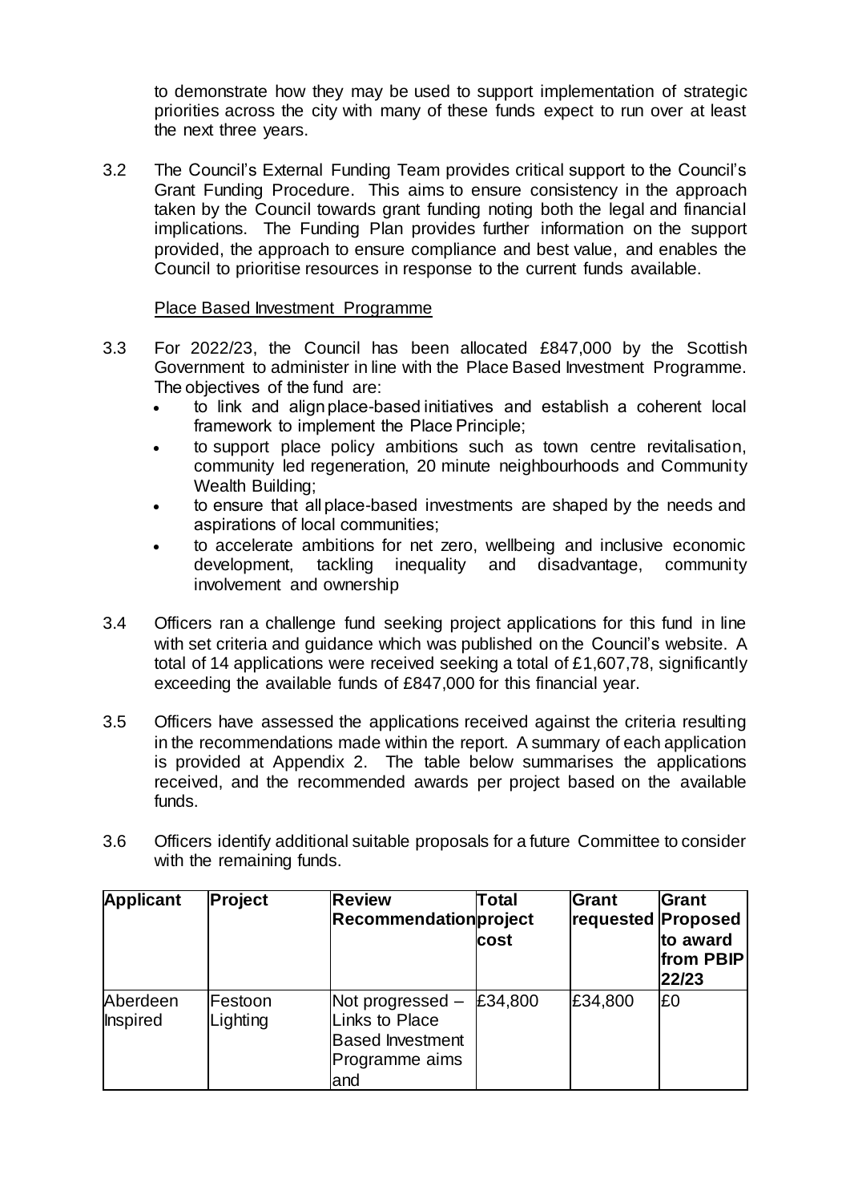to demonstrate how they may be used to support implementation of strategic priorities across the city with many of these funds expect to run over at least the next three years.

3.2 The Council's External Funding Team provides critical support to the Council's Grant Funding Procedure. This aims to ensure consistency in the approach taken by the Council towards grant funding noting both the legal and financial implications. The Funding Plan provides further information on the support provided, the approach to ensure compliance and best value, and enables the Council to prioritise resources in response to the current funds available.

Place Based Investment Programme

3.3 For 2022/23, the Council has been allocated £847,000 by the Scottish Government to administer in line with the Place Based Investment Programme. The objectives of the fund are:

- to link and align place-based initiatives and establish a coherent local framework to implement the Place Principle;
- to support place policy ambitions such as town centre revitalisation, community led regeneration, 20 minute neighbourhoods and Community Wealth Building;
- to ensure that all place-based investments are shaped by the needs and aspirations of local communities;
- to accelerate ambitions for net zero, wellbeing and inclusive economic development, tackling inequality and disadvantage, community involvement and ownership

3.4 Officers ran a challenge fund seeking project applications for this fund in line with set criteria and guidance which was published on the Council's website. A total of 14 applications were received seeking a total of £1,607,78, significantly exceeding the available funds of £847,000 for this financial year.

3.5 Officers have assessed the applications received against the criteria resulting in the recommendations made within the report. A summary of each application is provided at Appendix 2. The table below summarises the applications received, and the recommended awards per project based on the available funds.

3.6 Officers identify additional suitable proposals for a future Committee to consider with the remaining funds.

| **Applicant** | **Project** | **Review Recommendation** | **Total project cost** | **Grant requested** | **Grant Proposed to award from PBIP 22/23** |
|---|---|---|---|---|---|
| Aberdeen Inspired | Festoon Lighting | Not progressed – Links to Place Based Investment Programme aims and | £34,800 | £34,800 | £0 |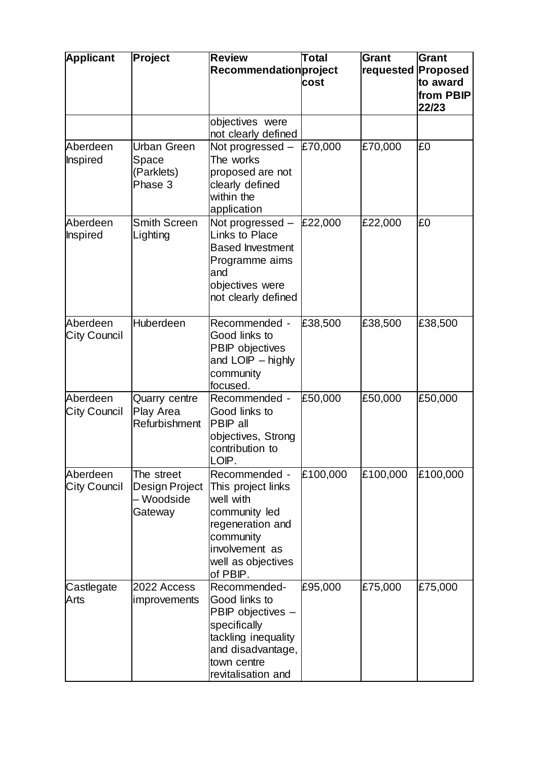| Applicant | Project | Review Recommendation | Total project cost | Grant requested | Grant Proposed to award from PBIP 22/23 |
|---|---|---|---|---|---|
| | | objectives were not clearly defined | | | |
| Aberdeen Inspired | Urban Green Space (Parklets) Phase 3 | Not progressed – The works proposed are not clearly defined within the application | £70,000 | £70,000 | £0 |
| Aberdeen Inspired | Smith Screen Lighting | Not progressed – Links to Place Based Investment Programme aims and objectives were not clearly defined | £22,000 | £22,000 | £0 |
| Aberdeen City Council | Huberdeen | Recommended - Good links to PBIP objectives and LOIP – highly community focused. | £38,500 | £38,500 | £38,500 |
| Aberdeen City Council | Quarry centre Play Area Refurbishment | Recommended - Good links to PBIP all objectives, Strong contribution to LOIP. | £50,000 | £50,000 | £50,000 |
| Aberdeen City Council | The street Design Project – Woodside Gateway | Recommended - This project links well with community led regeneration and community involvement as well as objectives of PBIP. | £100,000 | £100,000 | £100,000 |
| Castlegate Arts | 2022 Access improvements | Recommended- Good links to PBIP objectives – specifically tackling inequality and disadvantage, town centre revitalisation and | £95,000 | £75,000 | £75,000 |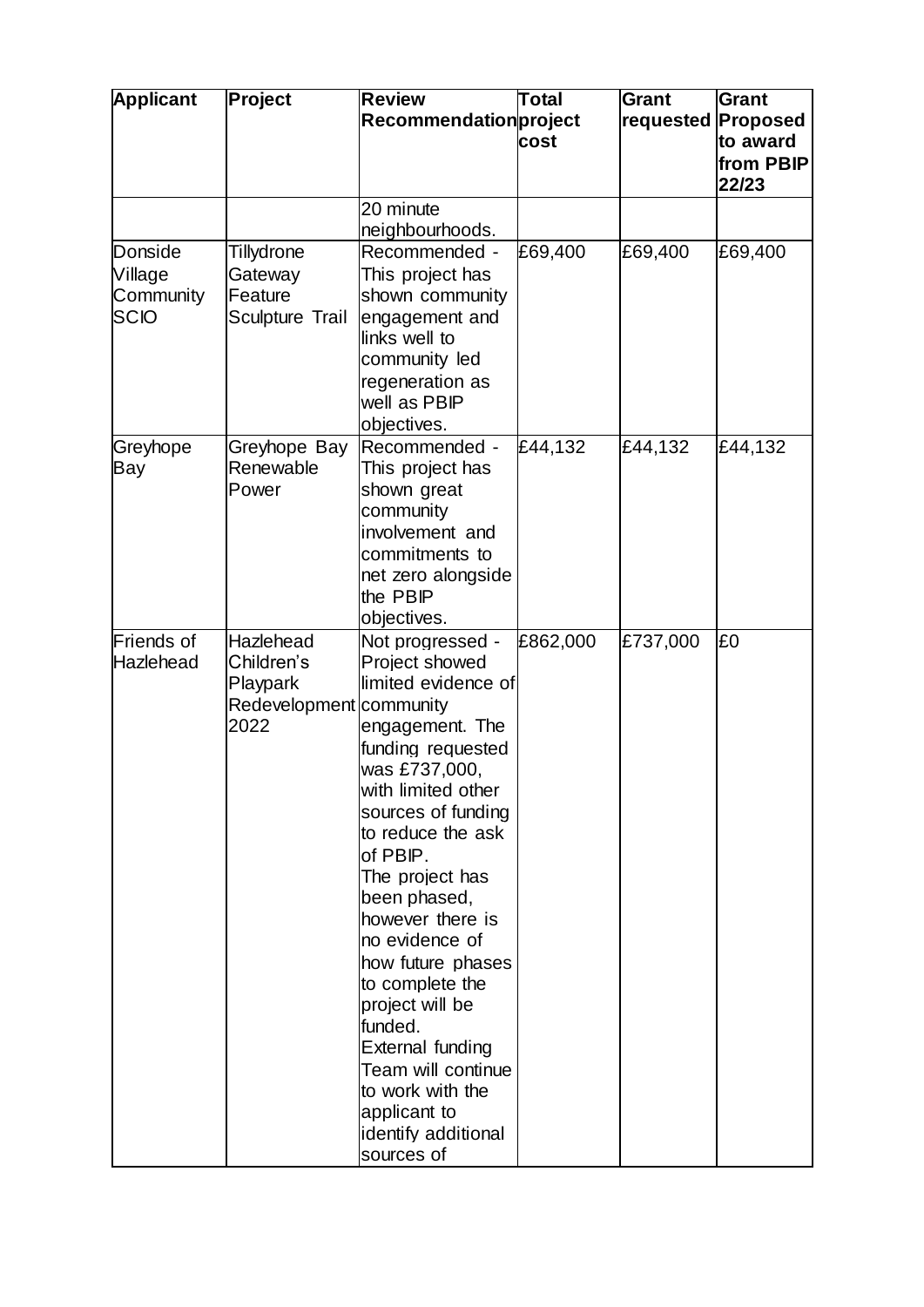| Applicant | Project | Review Recommendation | Total project cost | Grant requested | Grant Proposed to award from PBIP 22/23 |
|---|---|---|---|---|---|
| | | 20 minute neighbourhoods. | | | |
| Donside Village Community SCIO | Tillydrone Gateway Feature Sculpture Trail | Recommended - This project has shown community engagement and links well to community led regeneration as well as PBIP objectives. | £69,400 | £69,400 | £69,400 |
| Greyhope Bay | Greyhope Bay Renewable Power | Recommended - This project has shown great community involvement and commitments to net zero alongside the PBIP objectives. | £44,132 | £44,132 | £44,132 |
| Friends of Hazlehead | Hazlehead Children's Playpark Redevelopment 2022 | Not progressed - Project showed limited evidence of community engagement. The funding requested was £737,000, with limited other sources of funding to reduce the ask of PBIP. The project has been phased, however there is no evidence of how future phases to complete the project will be funded. External funding Team will continue to work with the applicant to identify additional sources of | £862,000 | £737,000 | £0 |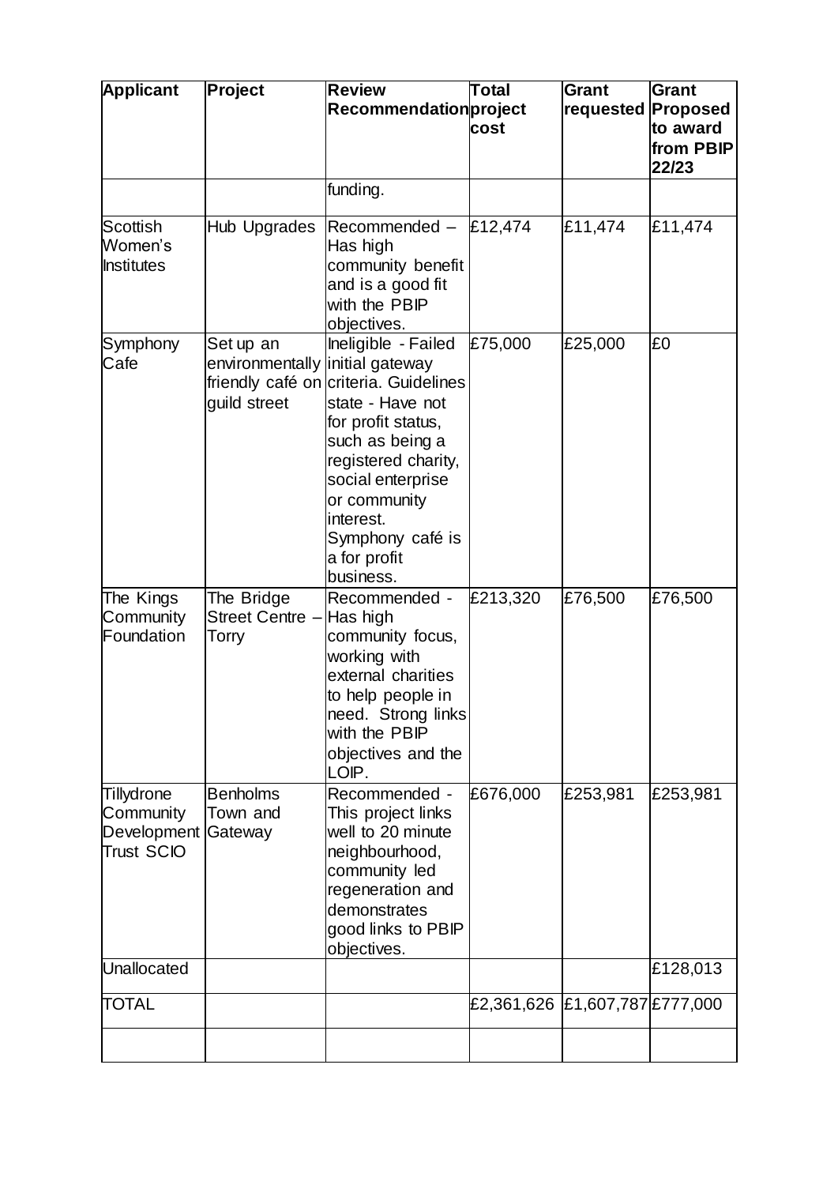| Applicant | Project | Review Recommendation | Total project cost | Grant requested | Grant Proposed to award from PBIP 22/23 |
|---|---|---|---|---|---|
| | | funding. | | | |
| Scottish Women's Institutes | Hub Upgrades | Recommended – Has high community benefit and is a good fit with the PBIP objectives. | £12,474 | £11,474 | £11,474 |
| Symphony Cafe | Set up an environmentally friendly café on guild street | Ineligible - Failed initial gateway criteria. Guidelines state - Have not for profit status, such as being a registered charity, social enterprise or community interest. Symphony café is a for profit business. | £75,000 | £25,000 | £0 |
| The Kings Community Foundation | The Bridge Street Centre – Torry | Recommended - Has high community focus, working with external charities to help people in need. Strong links with the PBIP objectives and the LOIP. | £213,320 | £76,500 | £76,500 |
| Tillydrone Community Development Trust SCIO | Benholms Town and Gateway | Recommended - This project links well to 20 minute neighbourhood, community led regeneration and demonstrates good links to PBIP objectives. | £676,000 | £253,981 | £253,981 |
| Unallocated | | | | | £128,013 |
| TOTAL | | | £2,361,626 | £1,607,787 | £777,000 |
| | | | | | |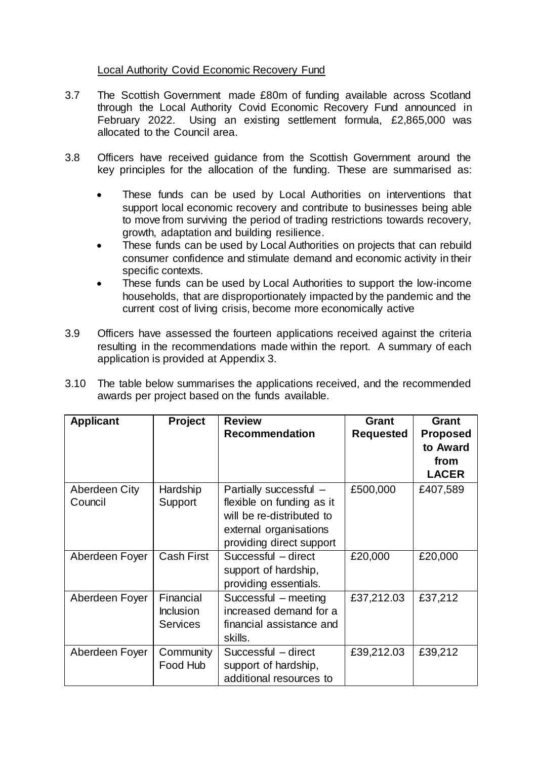Local Authority Covid Economic Recovery Fund

3.7 The Scottish Government made £80m of funding available across Scotland through the Local Authority Covid Economic Recovery Fund announced in February 2022. Using an existing settlement formula, £2,865,000 was allocated to the Council area.

3.8 Officers have received guidance from the Scottish Government around the key principles for the allocation of the funding. These are summarised as:

- These funds can be used by Local Authorities on interventions that support local economic recovery and contribute to businesses being able to move from surviving the period of trading restrictions towards recovery, growth, adaptation and building resilience.
- These funds can be used by Local Authorities on projects that can rebuild consumer confidence and stimulate demand and economic activity in their specific contexts.
- These funds can be used by Local Authorities to support the low-income households, that are disproportionately impacted by the pandemic and the current cost of living crisis, become more economically active

3.9 Officers have assessed the fourteen applications received against the criteria resulting in the recommendations made within the report. A summary of each application is provided at Appendix 3.

3.10 The table below summarises the applications received, and the recommended awards per project based on the funds available.

| Applicant | Project | Review Recommendation | Grant Requested | Grant Proposed to Award from LACER |
|---|---|---|---|---|
| Aberdeen City Council | Hardship Support | Partially successful – flexible on funding as it will be re-distributed to external organisations providing direct support | £500,000 | £407,589 |
| Aberdeen Foyer | Cash First | Successful – direct support of hardship, providing essentials. | £20,000 | £20,000 |
| Aberdeen Foyer | Financial Inclusion Services | Successful – meeting increased demand for a financial assistance and skills. | £37,212.03 | £37,212 |
| Aberdeen Foyer | Community Food Hub | Successful – direct support of hardship, additional resources to | £39,212.03 | £39,212 |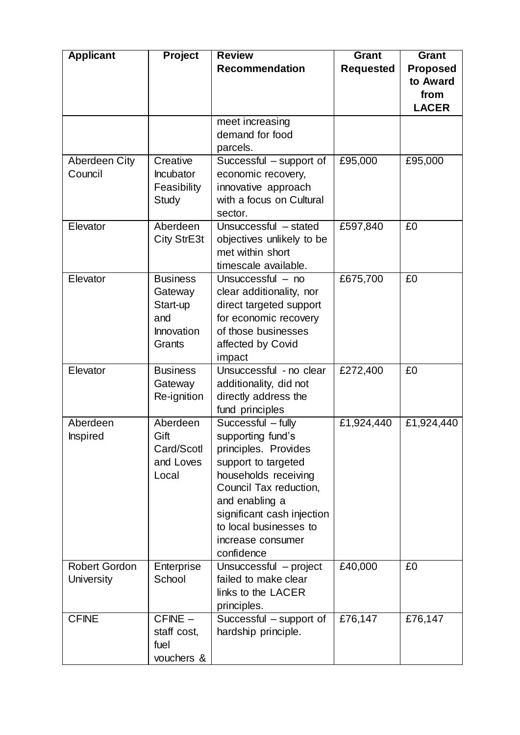| Applicant | Project | Review Recommendation | Grant Requested | Grant Proposed to Award from LACER |
| --- | --- | --- | --- | --- |
| | | meet increasing demand for food parcels. | | |
| Aberdeen City Council | Creative Incubator Feasibility Study | Successful – support of economic recovery, innovative approach with a focus on Cultural sector. | £95,000 | £95,000 |
| Elevator | Aberdeen City StrE3t | Unsuccessful – stated objectives unlikely to be met within short timescale available. | £597,840 | £0 |
| Elevator | Business Gateway Start-up and Innovation Grants | Unsuccessful – no clear additionality, nor direct targeted support for economic recovery of those businesses affected by Covid impact | £675,700 | £0 |
| Elevator | Business Gateway Re-ignition | Unsuccessful - no clear additionality, did not directly address the fund principles | £272,400 | £0 |
| Aberdeen Inspired | Aberdeen Gift Card/Scotland Loves Local | Successful – fully supporting fund's principles. Provides support to targeted households receiving Council Tax reduction, and enabling a significant cash injection to local businesses to increase consumer confidence | £1,924,440 | £1,924,440 |
| Robert Gordon University | Enterprise School | Unsuccessful – project failed to make clear links to the LACER principles. | £40,000 | £0 |
| CFINE | CFINE – staff cost, fuel vouchers & | Successful – support of hardship principle. | £76,147 | £76,147 |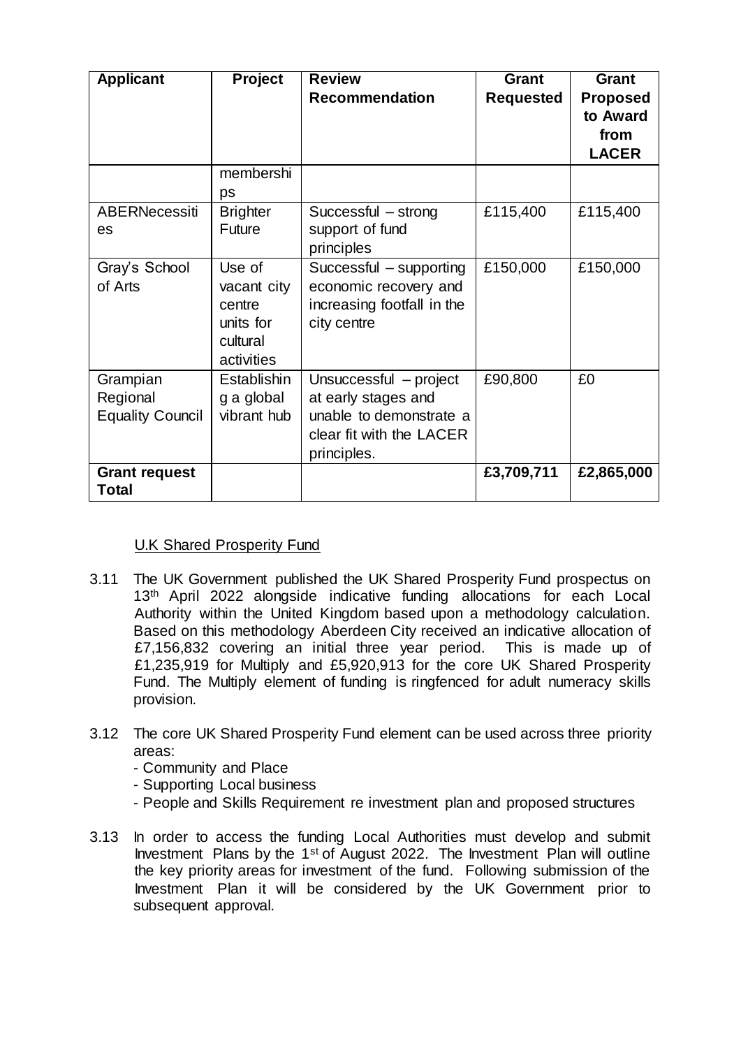| Applicant | Project | Review Recommendation | Grant Requested | Grant Proposed to Award from LACER |
|---|---|---|---|---|
| | memberships | | | |
| ABERNecessities | Brighter Future | Successful – strong support of fund principles | £115,400 | £115,400 |
| Gray's School of Arts | Use of vacant city centre units for cultural activities | Successful – supporting economic recovery and increasing footfall in the city centre | £150,000 | £150,000 |
| Grampian Regional Equality Council | Establishing a global vibrant hub | Unsuccessful – project at early stages and unable to demonstrate a clear fit with the LACER principles. | £90,800 | £0 |
| **Grant request Total** | | | **£3,709,711** | **£2,865,000** |

U.K Shared Prosperity Fund

3.11 The UK Government published the UK Shared Prosperity Fund prospectus on 13th April 2022 alongside indicative funding allocations for each Local Authority within the United Kingdom based upon a methodology calculation. Based on this methodology Aberdeen City received an indicative allocation of £7,156,832 covering an initial three year period. This is made up of £1,235,919 for Multiply and £5,920,913 for the core UK Shared Prosperity Fund. The Multiply element of funding is ringfenced for adult numeracy skills provision.

3.12 The core UK Shared Prosperity Fund element can be used across three priority areas:
- Community and Place
- Supporting Local business
- People and Skills Requirement re investment plan and proposed structures

3.13 In order to access the funding Local Authorities must develop and submit Investment Plans by the 1st of August 2022. The Investment Plan will outline the key priority areas for investment of the fund. Following submission of the Investment Plan it will be considered by the UK Government prior to subsequent approval.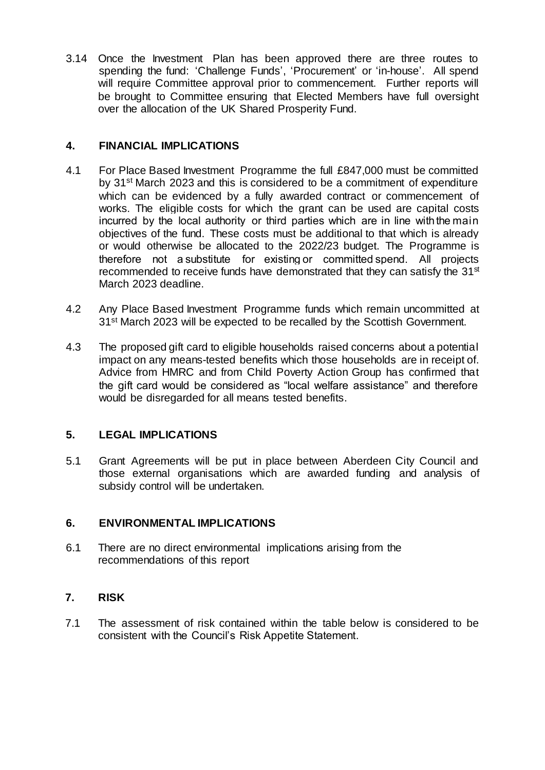3.14 Once the Investment Plan has been approved there are three routes to spending the fund: 'Challenge Funds', 'Procurement' or 'in-house'. All spend will require Committee approval prior to commencement. Further reports will be brought to Committee ensuring that Elected Members have full oversight over the allocation of the UK Shared Prosperity Fund.

## 4. FINANCIAL IMPLICATIONS

4.1 For Place Based Investment Programme the full £847,000 must be committed by 31st March 2023 and this is considered to be a commitment of expenditure which can be evidenced by a fully awarded contract or commencement of works. The eligible costs for which the grant can be used are capital costs incurred by the local authority or third parties which are in line with the main objectives of the fund. These costs must be additional to that which is already or would otherwise be allocated to the 2022/23 budget. The Programme is therefore not a substitute for existing or committed spend. All projects recommended to receive funds have demonstrated that they can satisfy the 31st March 2023 deadline.

4.2 Any Place Based Investment Programme funds which remain uncommitted at 31st March 2023 will be expected to be recalled by the Scottish Government.

4.3 The proposed gift card to eligible households raised concerns about a potential impact on any means-tested benefits which those households are in receipt of. Advice from HMRC and from Child Poverty Action Group has confirmed that the gift card would be considered as "local welfare assistance" and therefore would be disregarded for all means tested benefits.

## 5. LEGAL IMPLICATIONS

5.1 Grant Agreements will be put in place between Aberdeen City Council and those external organisations which are awarded funding and analysis of subsidy control will be undertaken.

## 6. ENVIRONMENTAL IMPLICATIONS

6.1 There are no direct environmental implications arising from the recommendations of this report

## 7. RISK

7.1 The assessment of risk contained within the table below is considered to be consistent with the Council's Risk Appetite Statement.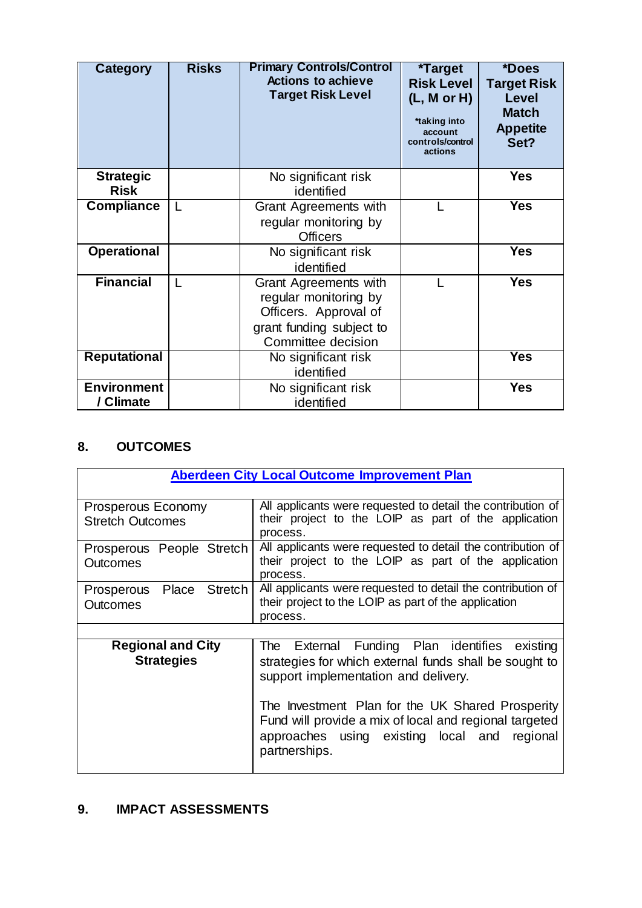| Category | Risks | Primary Controls/Control Actions to achieve Target Risk Level | *Target Risk Level (L, M or H) *taking into account controls/control actions | *Does Target Risk Level Match Appetite Set? |
|---|---|---|---|---|
| **Strategic Risk** | | No significant risk identified | | **Yes** |
| **Compliance** | L | Grant Agreements with regular monitoring by Officers | L | **Yes** |
| **Operational** | | No significant risk identified | | **Yes** |
| **Financial** | L | Grant Agreements with regular monitoring by Officers. Approval of grant funding subject to Committee decision | L | **Yes** |
| **Reputational** | | No significant risk identified | | **Yes** |
| **Environment / Climate** | | No significant risk identified | | **Yes** |

## 8. OUTCOMES

| Aberdeen City Local Outcome Improvement Plan | |
|---|---|
| Prosperous Economy Stretch Outcomes | All applicants were requested to detail the contribution of their project to the LOIP as part of the application process. |
| Prosperous People Stretch Outcomes | All applicants were requested to detail the contribution of their project to the LOIP as part of the application process. |
| Prosperous Place Stretch Outcomes | All applicants were requested to detail the contribution of their project to the LOIP as part of the application process. |
| | |
| **Regional and City Strategies** | The External Funding Plan identifies existing strategies for which external funds shall be sought to support implementation and delivery.<br><br>The Investment Plan for the UK Shared Prosperity Fund will provide a mix of local and regional targeted approaches using existing local and regional partnerships. |

## 9. IMPACT ASSESSMENTS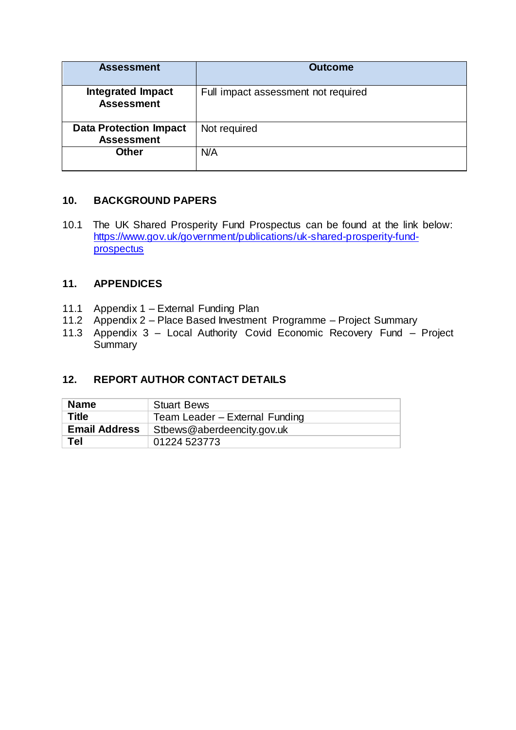| Assessment | Outcome |
|---|---|
| **Integrated Impact Assessment** | Full impact assessment not required |
| **Data Protection Impact Assessment** | Not required |
| **Other** | N/A |

## 10. BACKGROUND PAPERS

10.1 The UK Shared Prosperity Fund Prospectus can be found at the link below: [https://www.gov.uk/government/publications/uk-shared-prosperity-fund-prospectus](https://www.gov.uk/government/publications/uk-shared-prosperity-fund-prospectus)

## 11. APPENDICES

11.1 Appendix 1 – External Funding Plan
11.2 Appendix 2 – Place Based Investment Programme – Project Summary
11.3 Appendix 3 – Local Authority Covid Economic Recovery Fund – Project Summary

## 12. REPORT AUTHOR CONTACT DETAILS

| | |
|---|---|
| **Name** | Stuart Bews |
| **Title** | Team Leader – External Funding |
| **Email Address** | Stbews@aberdeencity.gov.uk |
| **Tel** | 01224 523773 |